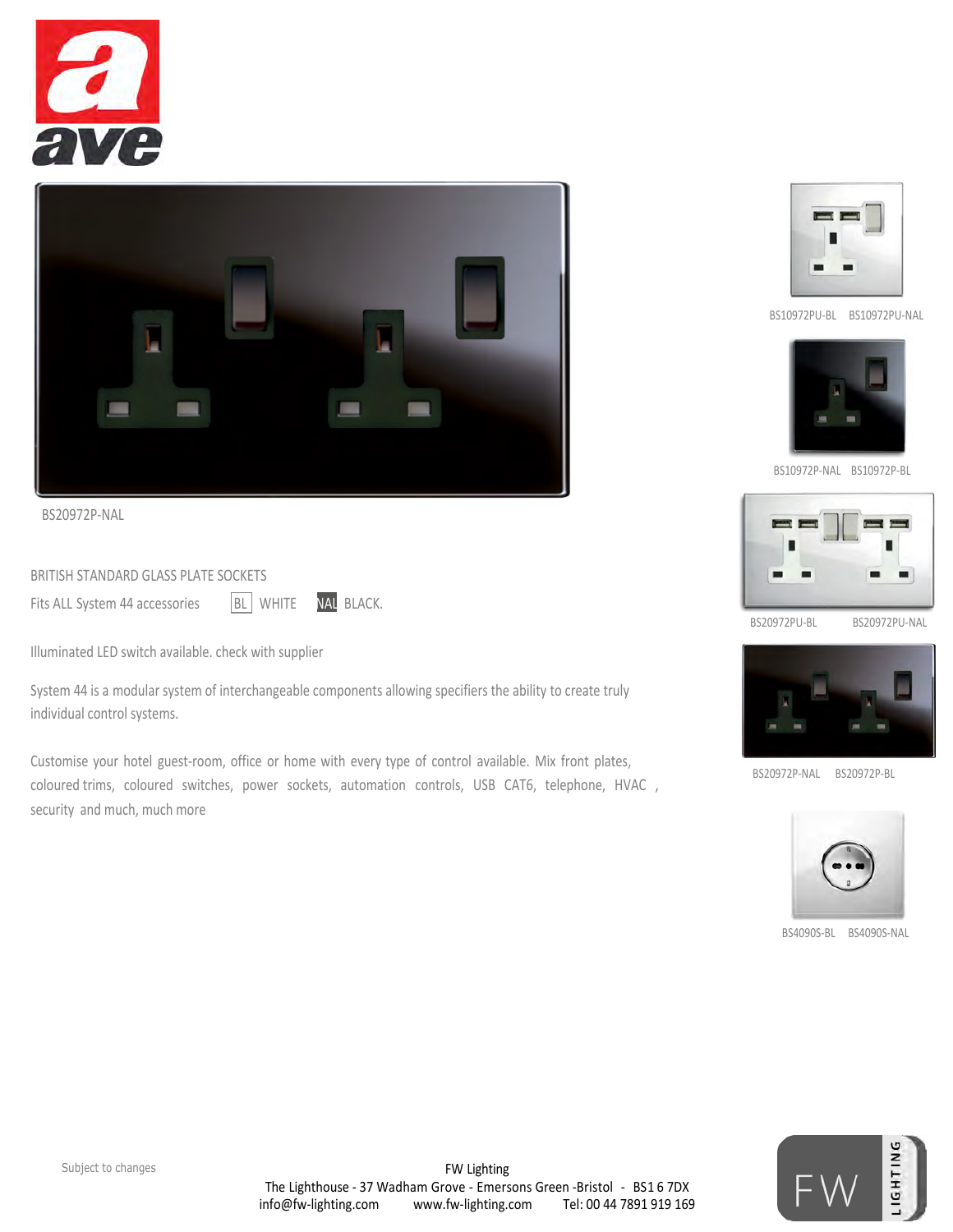BS20972P-NAL

## BRITISH STANDARD GLASS PLATE SOCKETS

Fits ALL System 44 accessories BL WHITE NAL BLACK.

Illuminated LED switch available. check with supplier

System 44 is a modular system of interchangeable components allowing specifiers the ability to create truly individual control systems.

Customise your hotel guest-room, office or home with every type of control available. Mix front plates, coloured trims, coloured switches, power sockets, automation controls, USB CAT6, telephone, HVAC , security and much, much more

BS10972PU-BL BS10972PU-NAL

BS10972P-NAL BS10972P-BL

BS20972PU-BL BS20972PU-NAL

BS20972P-NAL BS20972P-BL

BS4090S-BL BS4090S-NAL

Subject to changes

FW Lighting
The Lighthouse - 37 Wadham Grove - Emersons Green -Bristol - BS16 7DX
info@fw-lighting.com www.fw-lighting.com Tel: 00 44 7891 919 169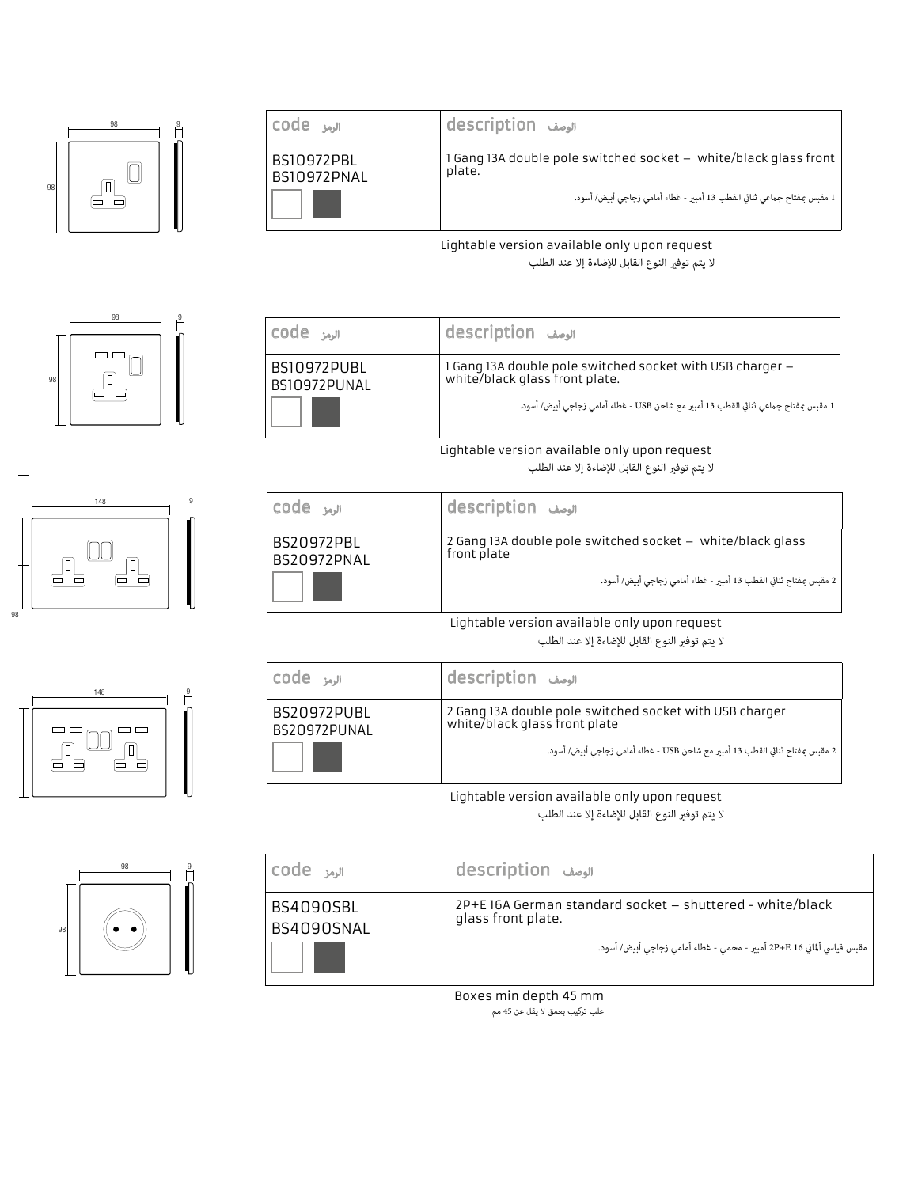98

9

98

| code الرمز | description الوصف |
| --- | --- |
| BS10972PBL<br>BS10972PNAL | 1 Gang 13A double pole switched socket – white/black glass front plate.<br><br>1 مقبس بمفتاح جماعي ثنائي القطب 13 أمبير - غطاء أمامي زجاجي أبيض/ أسود. |

Lightable version available only upon request

لا يتم توفير النوع القابل للإضاءة إلا عند الطلب

98

9

98

| code الرمز | description الوصف |
| --- | --- |
| BS10972PUBL<br>BS10972PUNAL | 1 Gang 13A double pole switched socket with USB charger – white/black glass front plate.<br><br>1 مقبس بمفتاح جماعي ثنائي القطب 13 أمبير مع شاحن USB - غطاء أمامي زجاجي أبيض/ أسود. |

Lightable version available only upon request

لا يتم توفير النوع القابل للإضاءة إلا عند الطلب

148

9

98

| code الرمز | description الوصف |
| --- | --- |
| BS20972PBL<br>BS20972PNAL | 2 Gang 13A double pole switched socket – white/black glass front plate<br><br>2 مقبس بمفتاح ثنائي القطب 13 أمبير - غطاء أمامي زجاجي أبيض/ أسود. |

Lightable version available only upon request

لا يتم توفير النوع القابل للإضاءة إلا عند الطلب

148

9

| code الرمز | description الوصف |
| --- | --- |
| BS20972PUBL<br>BS20972PUNAL | 2 Gang 13A double pole switched socket with USB charger white/black glass front plate<br><br>2 مقبس بمفتاح ثنائي القطب 13 أمبير مع شاحن USB - غطاء أمامي زجاجي أبيض/ أسود. |

Lightable version available only upon request

لا يتم توفير النوع القابل للإضاءة إلا عند الطلب

98

9

98

| code الرمز | description الوصف |
| --- | --- |
| BS4090SBL<br>BS4090SNAL | 2P+E 16A German standard socket – shuttered - white/black glass front plate.<br><br>مقبس قياسي ألماني 2P+E 16 أمبير - محمي - غطاء أمامي زجاجي أبيض/ أسود. |

Boxes min depth 45 mm

علب تركيب بعمق لا يقل عن 45 مم